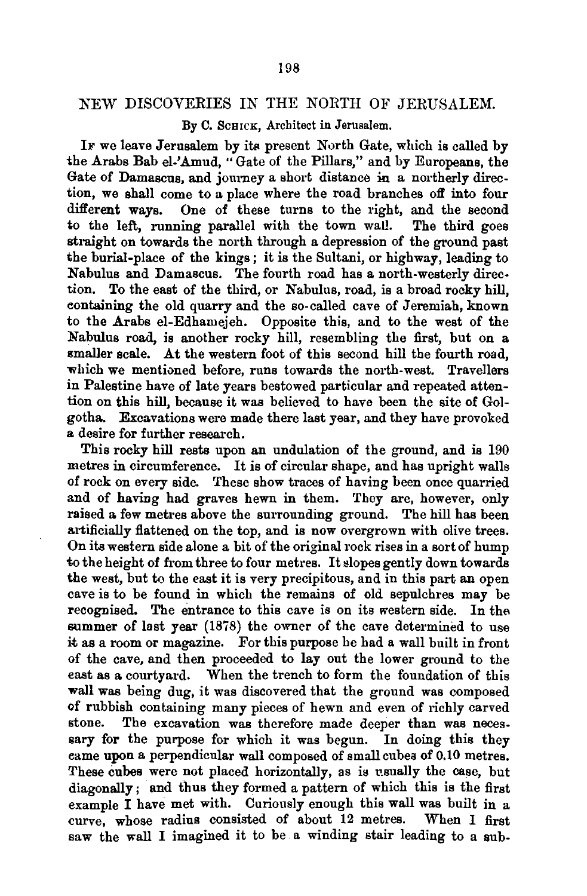# NEW DISCOVERIES IN THE NORTH OF JERUSALEM.

By C. Schick, Architect in Jerusalem.

If we leave Jerusalem by its present North Gate, which is called by the Arabs Bab el-'Amud, "Gate of the Pillars," and by Europeans, the Gate of Damascus, and journey a short distance in a northerly direction, we shall come to a place where the road branches off into four different ways. One of these turns to the right, and the second to the left, running parallel with the town wall. The third goes straight on towards the north through a depression of the ground past the burial-place of the kings; it is the Sultani, or highway, leading to Nabulus and Damascus. The fourth road has a north-westerly direction. To the east of the third, or Nabulus, road, is a broad rocky hill, containing the old quarry and the so-called cave of Jeremiah, known to the Arabs el-Edhamejeh. Opposite this, and to the west of the Nabulus road, is another rocky hill, resembling the first, but on a smaller scale. At the western foot of this second hill the fourth road, which we mentioned before, runs towards the north-west. Travellers in Palestine have of late years bestowed particular and repeated attention on this hill, because it was believed to have been the site of Golgotha. Excavations were made there last year, and they have provoked a desire for further research.

This rocky hill rests upon an undulation of the ground, and is 190 metres in circumference. It is of circular shape, and has upright walls of rock on every side. These show traces of having been once quarried and of having had graves hewn in them. They are, however, only raised a few metres above the surrounding ground. The hill has been artificially flattened on the top, and is now overgrown with olive trees. On its western side alone a bit of the original rock rises in a sort of hump to the height of from three to four metres. It slopes gently down towards the west, but to the east it is very precipitous, and in this part an open cave is to be found in which the remains of old sepulchres may be recognised. The entrance to this cave is on its western side. In the summer of last year (1878) the owner of the cave determined to use it as a room or magazine. For this purpose he had a wall built in front of the cave, and then proceeded to lay out the lower ground to the east as a courtyard. When the trench to form the foundation of this wall was being dug, it was discovered that the ground was composed of rubbish containing many pieces of hewn and even of richly carved stone. The excavation was therefore made deeper than was necessary for the purpose for which it was begun. In doing this they came upon a perpendicular wall composed of small cubes of 0.10 metres. These cubes were not placed horizontally, as is usually the case, but diagonally; and thus they formed a pattern of which this is the first example I have met with. Curiously enough this wall was built in a curve, whose radius consisted of about 12 metres. When I first saw the wall I imagined it to be a winding stair leading to a sub-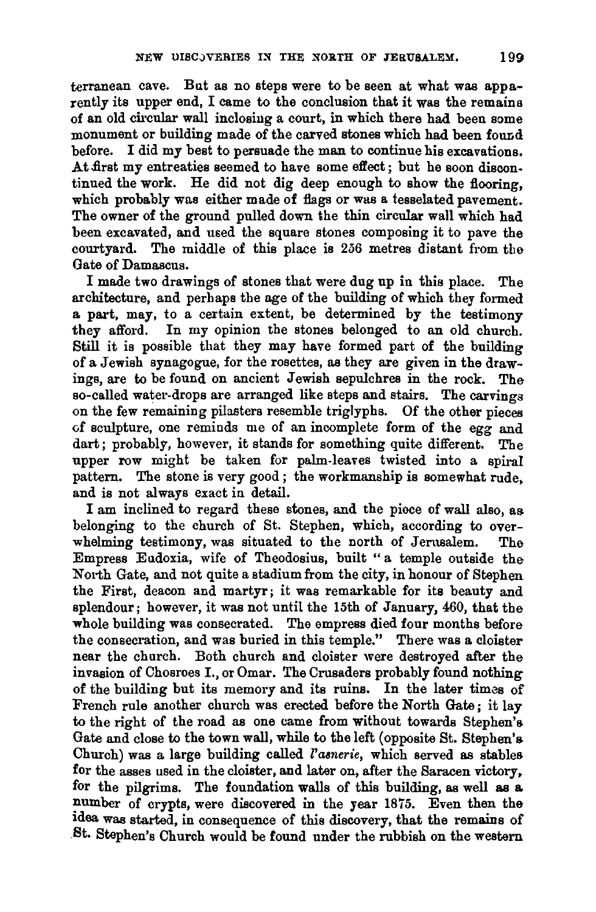terranean cave. But as no steps were to be seen at what was apparently its upper end, I came to the conclusion that it was the remains of an old circular wall inclosing a court, in which there had been some monument or building made of the carved stones which had been found before. I did my best to persuade the man to continue his excavations. At first my entreaties seemed to have some effect; but he soon discontinued the work. He did not dig deep enough to show the flooring, which probably was either made of flags or was a tesselated pavement. The owner of the ground pulled down the thin circular wall which had been excavated, and used the square stones composing it to pave the courtyard. The middle of this place is 256 metres distant from the Gate of Damascus.

I made two drawings of stones that were dug up in this place. The architecture, and perhaps the age of the building of which they formed a part, may, to a certain extent, be determined by the testimony they afford. In my opinion the stones belonged to an old church. Still it is possible that they may have formed part of the building of a Jewish synagogue, for the rosettes, as they are given in the drawings, are to be found on ancient Jewish sepulchres in the rock. The so-called water-drops are arranged like steps and stairs. The carvings on the few remaining pilasters resemble triglyphs. Of the other pieces of sculpture, one reminds me of an incomplete form of the egg and dart; probably, however, it stands for something quite different. The upper row might be taken for palm-leaves twisted into a spiral pattern. The stone is very good; the workmanship is somewhat rude, and is not always exact in detail.

I am inclined to regard these stones, and the piece of wall also, as belonging to the church of St. Stephen, which, according to overwhelming testimony, was situated to the north of Jerusalem. The Empress Eudoxia, wife of Theodosius, built "a temple outside the North Gate, and not quite a stadium from the city, in honour of Stephen the First, deacon and martyr; it was remarkable for its beauty and splendour; however, it was not until the 15th of January, 460, that the whole building was consecrated. The empress died four months before the consecration, and was buried in this temple." There was a cloister near the church. Both church and cloister were destroyed after the invasion of Chosroes I., or Omar. The Crusaders probably found nothing of the building but its memory and its ruins. In the later times of French rule another church was erected before the North Gate; it lay to the right of the road as one came from without towards Stephen's Gate and close to the town wall, while to the left (opposite St. Stephen's Church) was a large building called *l'asnerie*, which served as stables for the asses used in the cloister, and later on, after the Saracen victory, for the pilgrims. The foundation walls of this building, as well as a number of crypts, were discovered in the year 1875. Even then the idea was started, in consequence of this discovery, that the remains of St. Stephen's Church would be found under the rubbish on the western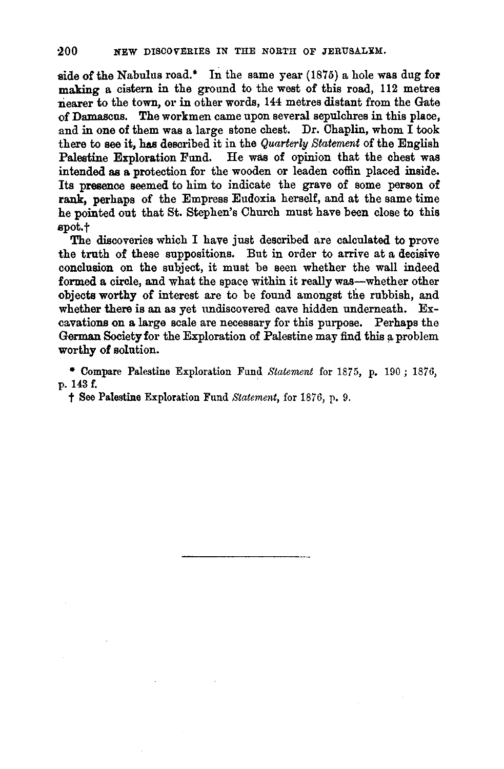side of the Nabulus road.* In the same year (1875) a hole was dug for making a cistern in the ground to the west of this road, 112 metres nearer to the town, or in other words, 144 metres distant from the Gate of Damascus. The workmen came upon several sepulchres in this place, and in one of them was a large stone chest. Dr. Chaplin, whom I took there to see it, has described it in the *Quarterly Statement* of the English Palestine Exploration Fund. He was of opinion that the chest was intended as a protection for the wooden or leaden coffin placed inside. Its presence seemed to him to indicate the grave of some person of rank, perhaps of the Empress Eudoxia herself, and at the same time he pointed out that St. Stephen's Church must have been close to this spot.†

The discoveries which I have just described are calculated to prove the truth of these suppositions. But in order to arrive at a decisive conclusion on the subject, it must be seen whether the wall indeed formed a circle, and what the space within it really was—whether other objects worthy of interest are to be found amongst the rubbish, and whether there is an as yet undiscovered cave hidden underneath. Excavations on a large scale are necessary for this purpose. Perhaps the German Society for the Exploration of Palestine may find this a problem worthy of solution.

* Compare Palestine Exploration Fund *Statement* for 1875, p. 190; 1876, p. 143 f.

† See Palestine Exploration Fund *Statement*, for 1876, p. 9.